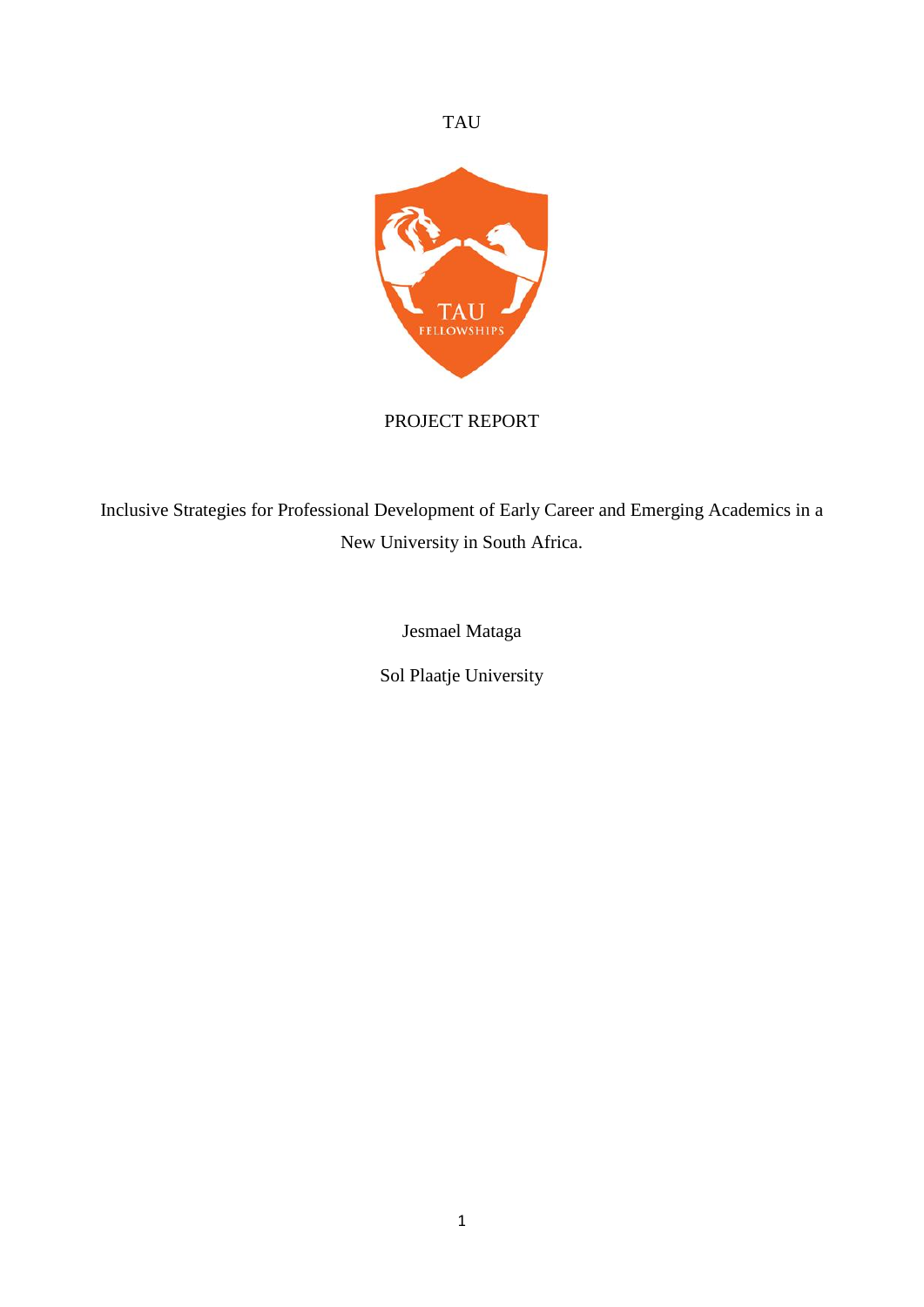TAU

PROJECT REPORT

# Inclusive Strategies for Professional Development of Early Career and Emerging Academics in a New University in South Africa.

Jesmael Mataga

Sol Plaatje University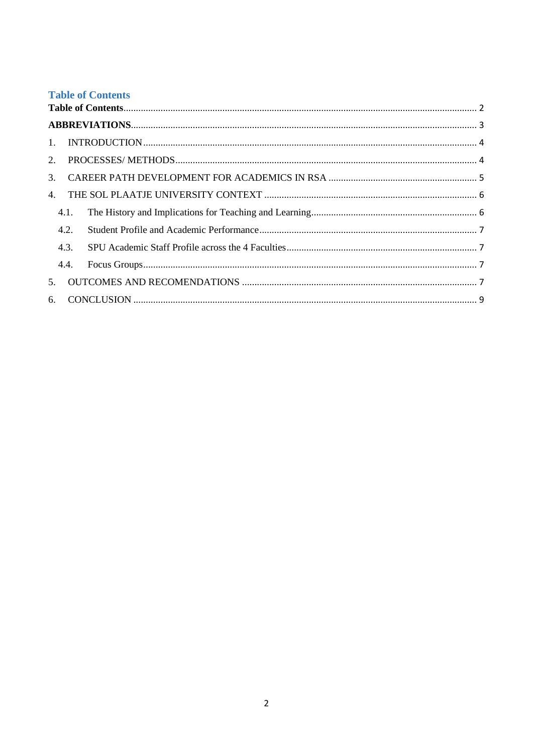# Table of Contents

**Table of Contents** ........ 2

**ABBREVIATIONS** ........ 3

1. INTRODUCTION ........ 4
2. PROCESSES/ METHODS ........ 4
3. CAREER PATH DEVELOPMENT FOR ACADEMICS IN RSA ........ 5
4. THE SOL PLAATJE UNIVERSITY CONTEXT ........ 6
   - 4.1. The History and Implications for Teaching and Learning ........ 6
   - 4.2. Student Profile and Academic Performance ........ 7
   - 4.3. SPU Academic Staff Profile across the 4 Faculties ........ 7
   - 4.4. Focus Groups ........ 7
5. OUTCOMES AND RECOMENDATIONS ........ 7
6. CONCLUSION ........ 9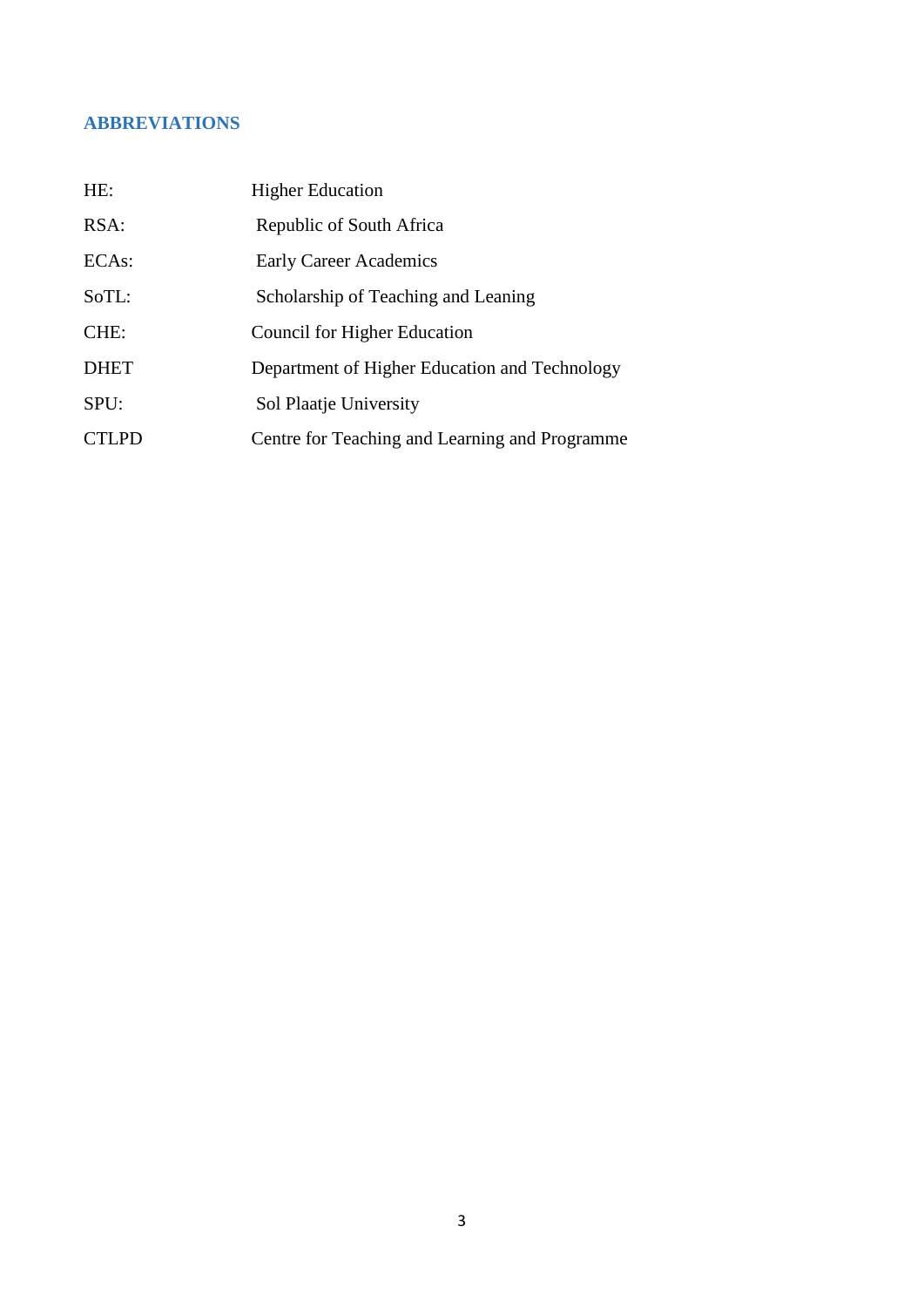## ABBREVIATIONS

| | |
|---|---|
| HE: | Higher Education |
| RSA: | Republic of South Africa |
| ECAs: | Early Career Academics |
| SoTL: | Scholarship of Teaching and Leaning |
| CHE: | Council for Higher Education |
| DHET | Department of Higher Education and Technology |
| SPU: | Sol Plaatje University |
| CTLPD | Centre for Teaching and Learning and Programme |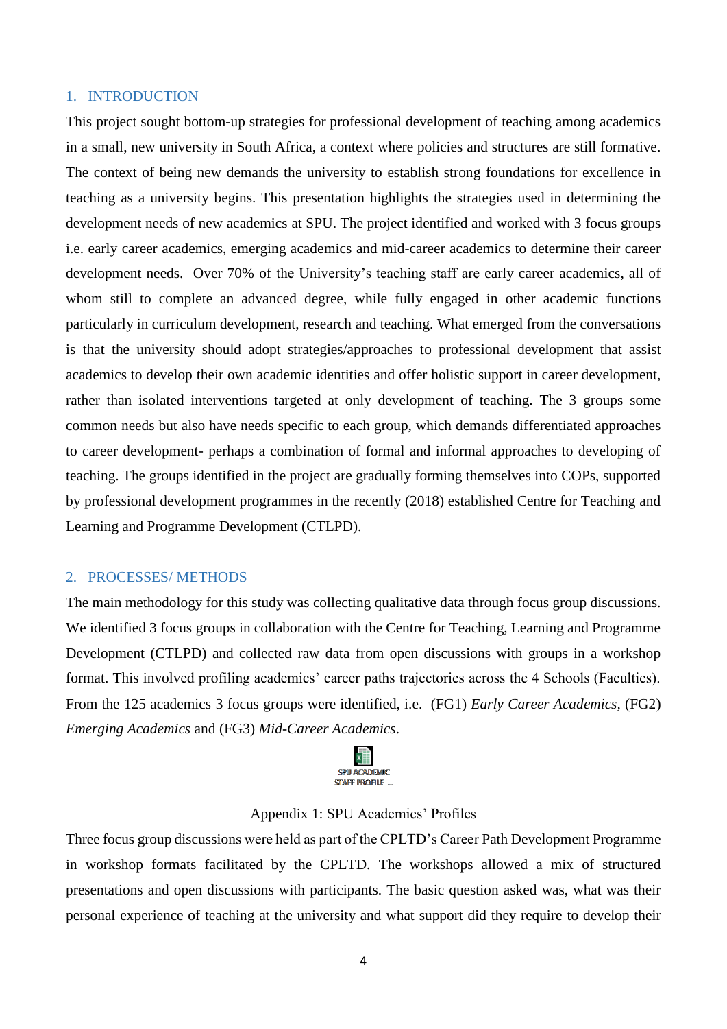## 1. INTRODUCTION

This project sought bottom-up strategies for professional development of teaching among academics in a small, new university in South Africa, a context where policies and structures are still formative. The context of being new demands the university to establish strong foundations for excellence in teaching as a university begins. This presentation highlights the strategies used in determining the development needs of new academics at SPU. The project identified and worked with 3 focus groups i.e. early career academics, emerging academics and mid-career academics to determine their career development needs. Over 70% of the University's teaching staff are early career academics, all of whom still to complete an advanced degree, while fully engaged in other academic functions particularly in curriculum development, research and teaching. What emerged from the conversations is that the university should adopt strategies/approaches to professional development that assist academics to develop their own academic identities and offer holistic support in career development, rather than isolated interventions targeted at only development of teaching. The 3 groups some common needs but also have needs specific to each group, which demands differentiated approaches to career development- perhaps a combination of formal and informal approaches to developing of teaching. The groups identified in the project are gradually forming themselves into COPs, supported by professional development programmes in the recently (2018) established Centre for Teaching and Learning and Programme Development (CTLPD).

## 2. PROCESSES/ METHODS

The main methodology for this study was collecting qualitative data through focus group discussions. We identified 3 focus groups in collaboration with the Centre for Teaching, Learning and Programme Development (CTLPD) and collected raw data from open discussions with groups in a workshop format. This involved profiling academics' career paths trajectories across the 4 Schools (Faculties). From the 125 academics 3 focus groups were identified, i.e. (FG1) *Early Career Academics*, (FG2) *Emerging Academics* and (FG3) *Mid-Career Academics*.

SPU ACADEMIC STAFF PROFILE-...

Appendix 1: SPU Academics' Profiles

Three focus group discussions were held as part of the CPLTD's Career Path Development Programme in workshop formats facilitated by the CPLTD. The workshops allowed a mix of structured presentations and open discussions with participants. The basic question asked was, what was their personal experience of teaching at the university and what support did they require to develop their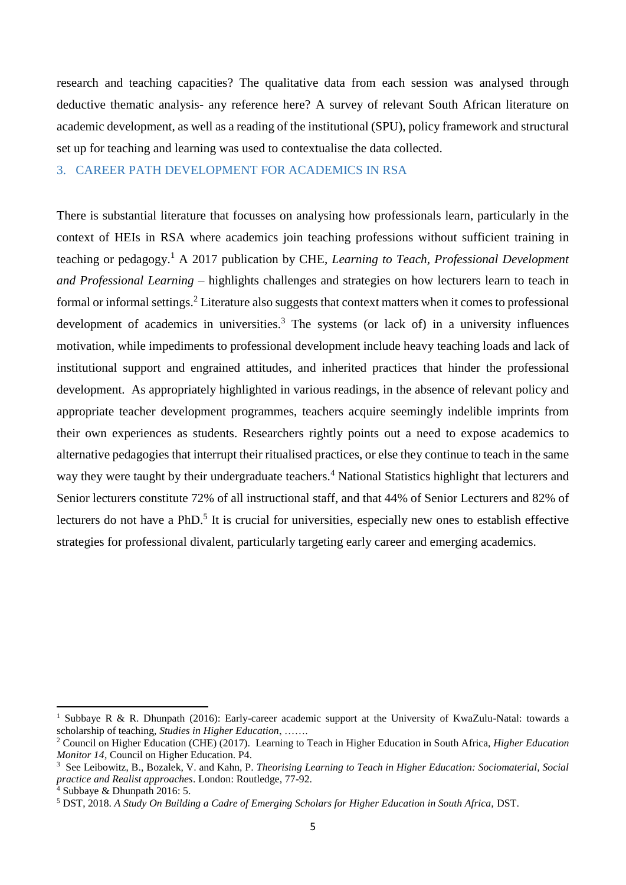research and teaching capacities? The qualitative data from each session was analysed through deductive thematic analysis- any reference here? A survey of relevant South African literature on academic development, as well as a reading of the institutional (SPU), policy framework and structural set up for teaching and learning was used to contextualise the data collected.

## 3. CAREER PATH DEVELOPMENT FOR ACADEMICS IN RSA

There is substantial literature that focusses on analysing how professionals learn, particularly in the context of HEIs in RSA where academics join teaching professions without sufficient training in teaching or pedagogy.[1] A 2017 publication by CHE, *Learning to Teach, Professional Development and Professional Learning* – highlights challenges and strategies on how lecturers learn to teach in formal or informal settings.[2] Literature also suggests that context matters when it comes to professional development of academics in universities.[3] The systems (or lack of) in a university influences motivation, while impediments to professional development include heavy teaching loads and lack of institutional support and engrained attitudes, and inherited practices that hinder the professional development. As appropriately highlighted in various readings, in the absence of relevant policy and appropriate teacher development programmes, teachers acquire seemingly indelible imprints from their own experiences as students. Researchers rightly points out a need to expose academics to alternative pedagogies that interrupt their ritualised practices, or else they continue to teach in the same way they were taught by their undergraduate teachers.[4] National Statistics highlight that lecturers and Senior lecturers constitute 72% of all instructional staff, and that 44% of Senior Lecturers and 82% of lecturers do not have a PhD.[5] It is crucial for universities, especially new ones to establish effective strategies for professional divalent, particularly targeting early career and emerging academics.

---

[1] Subbaye R & R. Dhunpath (2016): Early-career academic support at the University of KwaZulu-Natal: towards a scholarship of teaching, *Studies in Higher Education*, …….

[2] Council on Higher Education (CHE) (2017). Learning to Teach in Higher Education in South Africa, *Higher Education Monitor 14*, Council on Higher Education. P4.

[3] See Leibowitz, B., Bozalek, V. and Kahn, P. *Theorising Learning to Teach in Higher Education: Sociomaterial, Social practice and Realist approaches*. London: Routledge, 77-92.

[4] Subbaye & Dhunpath 2016: 5.

[5] DST, 2018. *A Study On Building a Cadre of Emerging Scholars for Higher Education in South Africa,* DST.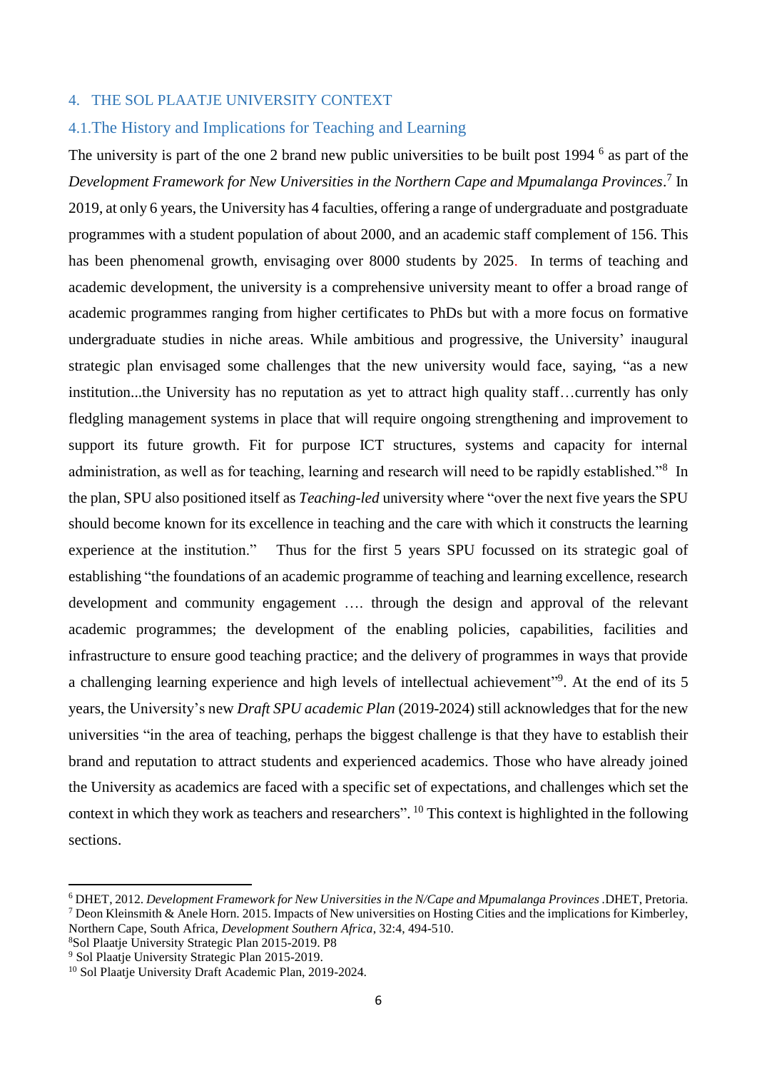## 4. THE SOL PLAATJE UNIVERSITY CONTEXT

### 4.1. The History and Implications for Teaching and Learning

The university is part of the one 2 brand new public universities to be built post 1994 [6] as part of the *Development Framework for New Universities in the Northern Cape and Mpumalanga Provinces*.[7] In 2019, at only 6 years, the University has 4 faculties, offering a range of undergraduate and postgraduate programmes with a student population of about 2000, and an academic staff complement of 156. This has been phenomenal growth, envisaging over 8000 students by 2025. In terms of teaching and academic development, the university is a comprehensive university meant to offer a broad range of academic programmes ranging from higher certificates to PhDs but with a more focus on formative undergraduate studies in niche areas. While ambitious and progressive, the University' inaugural strategic plan envisaged some challenges that the new university would face, saying, "as a new institution...the University has no reputation as yet to attract high quality staff…currently has only fledgling management systems in place that will require ongoing strengthening and improvement to support its future growth. Fit for purpose ICT structures, systems and capacity for internal administration, as well as for teaching, learning and research will need to be rapidly established."[8] In the plan, SPU also positioned itself as *Teaching-led* university where "over the next five years the SPU should become known for its excellence in teaching and the care with which it constructs the learning experience at the institution." Thus for the first 5 years SPU focussed on its strategic goal of establishing "the foundations of an academic programme of teaching and learning excellence, research development and community engagement …. through the design and approval of the relevant academic programmes; the development of the enabling policies, capabilities, facilities and infrastructure to ensure good teaching practice; and the delivery of programmes in ways that provide a challenging learning experience and high levels of intellectual achievement"[9]. At the end of its 5 years, the University's new *Draft SPU academic Plan* (2019-2024) still acknowledges that for the new universities "in the area of teaching, perhaps the biggest challenge is that they have to establish their brand and reputation to attract students and experienced academics. Those who have already joined the University as academics are faced with a specific set of expectations, and challenges which set the context in which they work as teachers and researchers". [10] This context is highlighted in the following sections.

---

[6] DHET, 2012. *Development Framework for New Universities in the N/Cape and Mpumalanga Provinces* .DHET, Pretoria.

[7] Deon Kleinsmith & Anele Horn. 2015. Impacts of New universities on Hosting Cities and the implications for Kimberley, Northern Cape, South Africa, *Development Southern Africa*, 32:4, 494-510.

[8] Sol Plaatje University Strategic Plan 2015-2019. P8

[9] Sol Plaatje University Strategic Plan 2015-2019.

[10] Sol Plaatje University Draft Academic Plan, 2019-2024.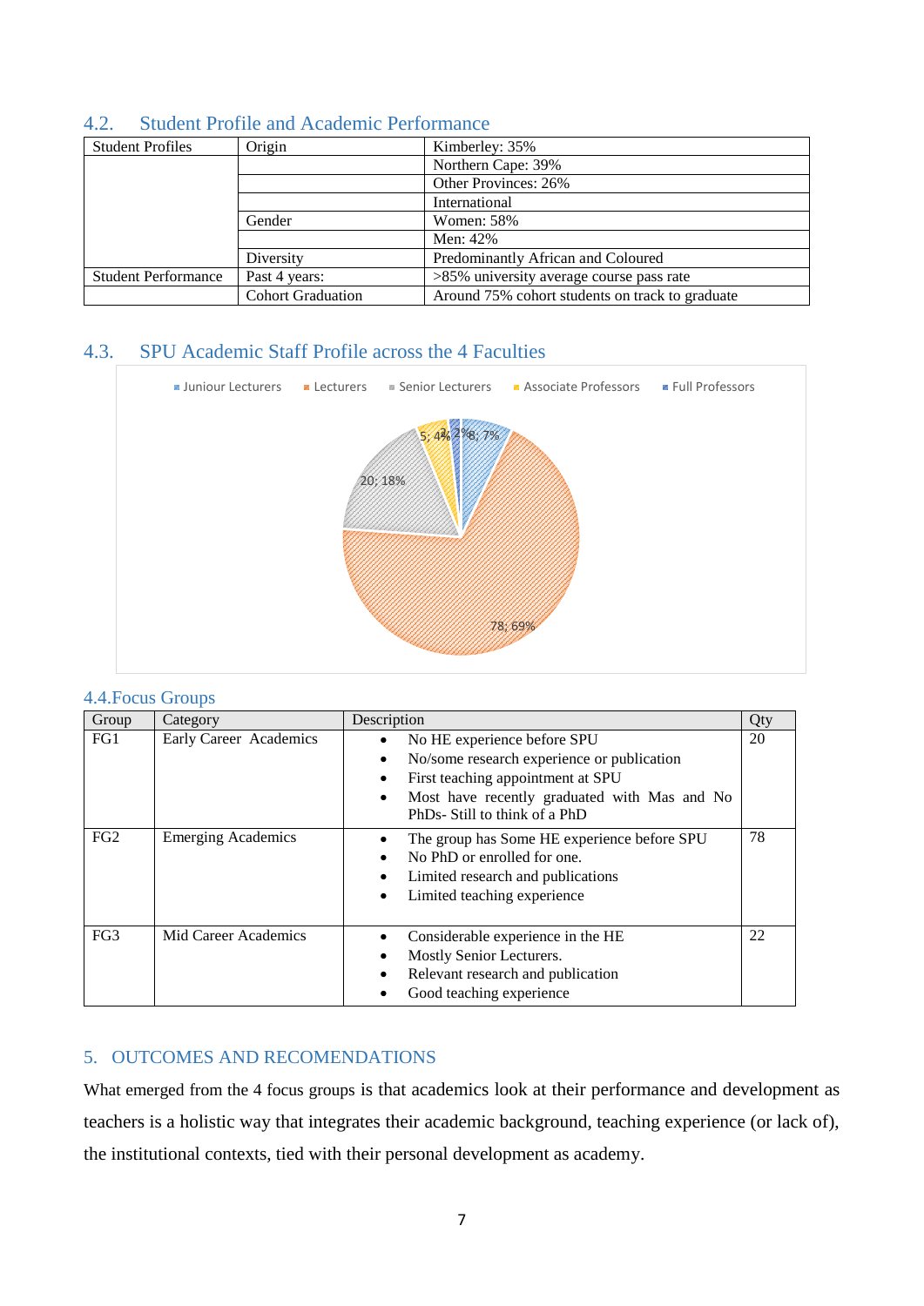## 4.2. Student Profile and Academic Performance

| | | |
|---|---|---|
| Student Profiles | Origin | Kimberley: 35% |
| | | Northern Cape: 39% |
| | | Other Provinces: 26% |
| | | International |
| | Gender | Women: 58% |
| | | Men: 42% |
| | Diversity | Predominantly African and Coloured |
| Student Performance | Past 4 years: | >85% university average course pass rate |
| | Cohort Graduation | Around 75% cohort students on track to graduate |

## 4.3. SPU Academic Staff Profile across the 4 Faculties

Juniour Lecturers | Lecturers | Senior Lecturers | Associate Professors | Full Professors

8; 7% | 78; 69% | 20; 18% | 5; 4% | 2; 2%

## 4.4. Focus Groups

| Group | Category | Description | Qty |
|---|---|---|---|
| FG1 | Early Career Academics | • No HE experience before SPU<br>• No/some research experience or publication<br>• First teaching appointment at SPU<br>• Most have recently graduated with Mas and No PhDs- Still to think of a PhD | 20 |
| FG2 | Emerging Academics | • The group has Some HE experience before SPU<br>• No PhD or enrolled for one.<br>• Limited research and publications<br>• Limited teaching experience | 78 |
| FG3 | Mid Career Academics | • Considerable experience in the HE<br>• Mostly Senior Lecturers.<br>• Relevant research and publication<br>• Good teaching experience | 22 |

## 5. OUTCOMES AND RECOMENDATIONS

What emerged from the 4 focus groups is that academics look at their performance and development as teachers is a holistic way that integrates their academic background, teaching experience (or lack of), the institutional contexts, tied with their personal development as academy.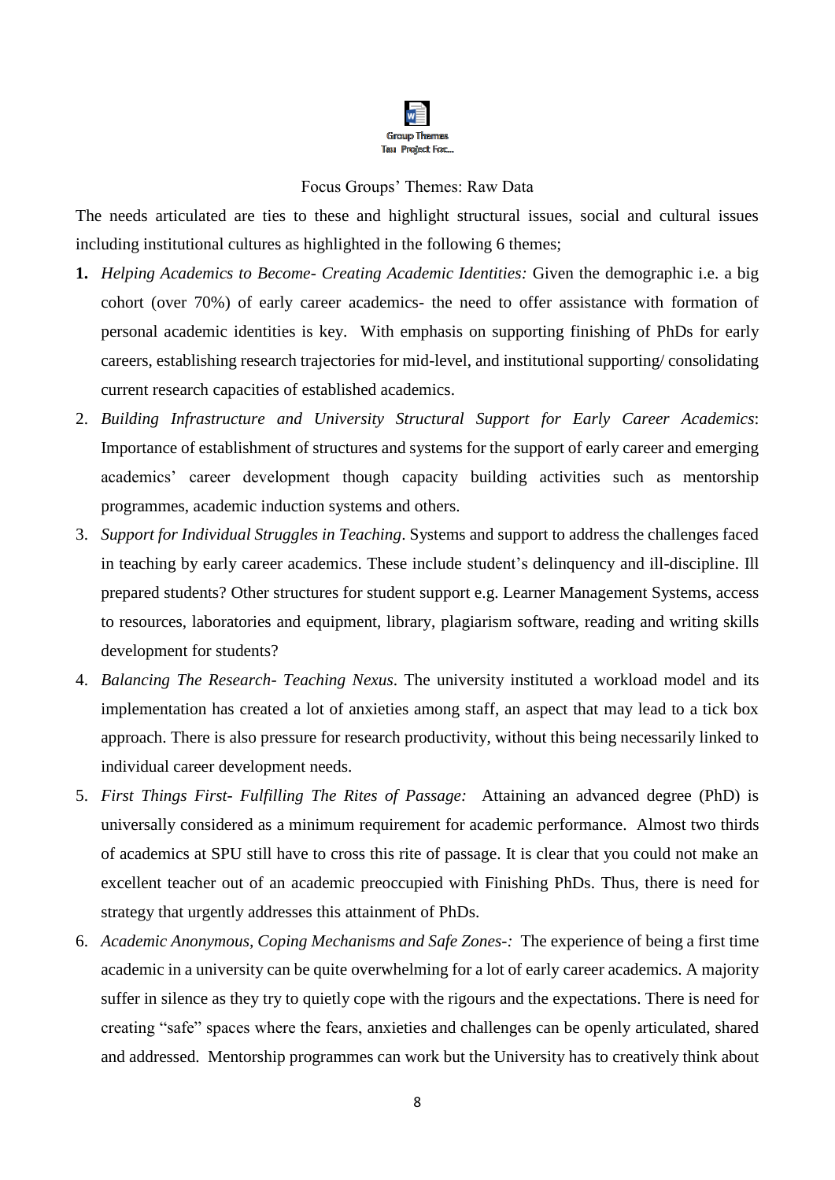Group Themes Tau Project For...

Focus Groups' Themes: Raw Data

The needs articulated are ties to these and highlight structural issues, social and cultural issues including institutional cultures as highlighted in the following 6 themes;

1. *Helping Academics to Become- Creating Academic Identities:* Given the demographic i.e. a big cohort (over 70%) of early career academics- the need to offer assistance with formation of personal academic identities is key. With emphasis on supporting finishing of PhDs for early careers, establishing research trajectories for mid-level, and institutional supporting/ consolidating current research capacities of established academics.
2. *Building Infrastructure and University Structural Support for Early Career Academics*: Importance of establishment of structures and systems for the support of early career and emerging academics' career development though capacity building activities such as mentorship programmes, academic induction systems and others.
3. *Support for Individual Struggles in Teaching*. Systems and support to address the challenges faced in teaching by early career academics. These include student's delinquency and ill-discipline. Ill prepared students? Other structures for student support e.g. Learner Management Systems, access to resources, laboratories and equipment, library, plagiarism software, reading and writing skills development for students?
4. *Balancing The Research- Teaching Nexus*. The university instituted a workload model and its implementation has created a lot of anxieties among staff, an aspect that may lead to a tick box approach. There is also pressure for research productivity, without this being necessarily linked to individual career development needs.
5. *First Things First- Fulfilling The Rites of Passage:* Attaining an advanced degree (PhD) is universally considered as a minimum requirement for academic performance. Almost two thirds of academics at SPU still have to cross this rite of passage. It is clear that you could not make an excellent teacher out of an academic preoccupied with Finishing PhDs. Thus, there is need for strategy that urgently addresses this attainment of PhDs.
6. *Academic Anonymous, Coping Mechanisms and Safe Zones-:* The experience of being a first time academic in a university can be quite overwhelming for a lot of early career academics. A majority suffer in silence as they try to quietly cope with the rigours and the expectations. There is need for creating "safe" spaces where the fears, anxieties and challenges can be openly articulated, shared and addressed. Mentorship programmes can work but the University has to creatively think about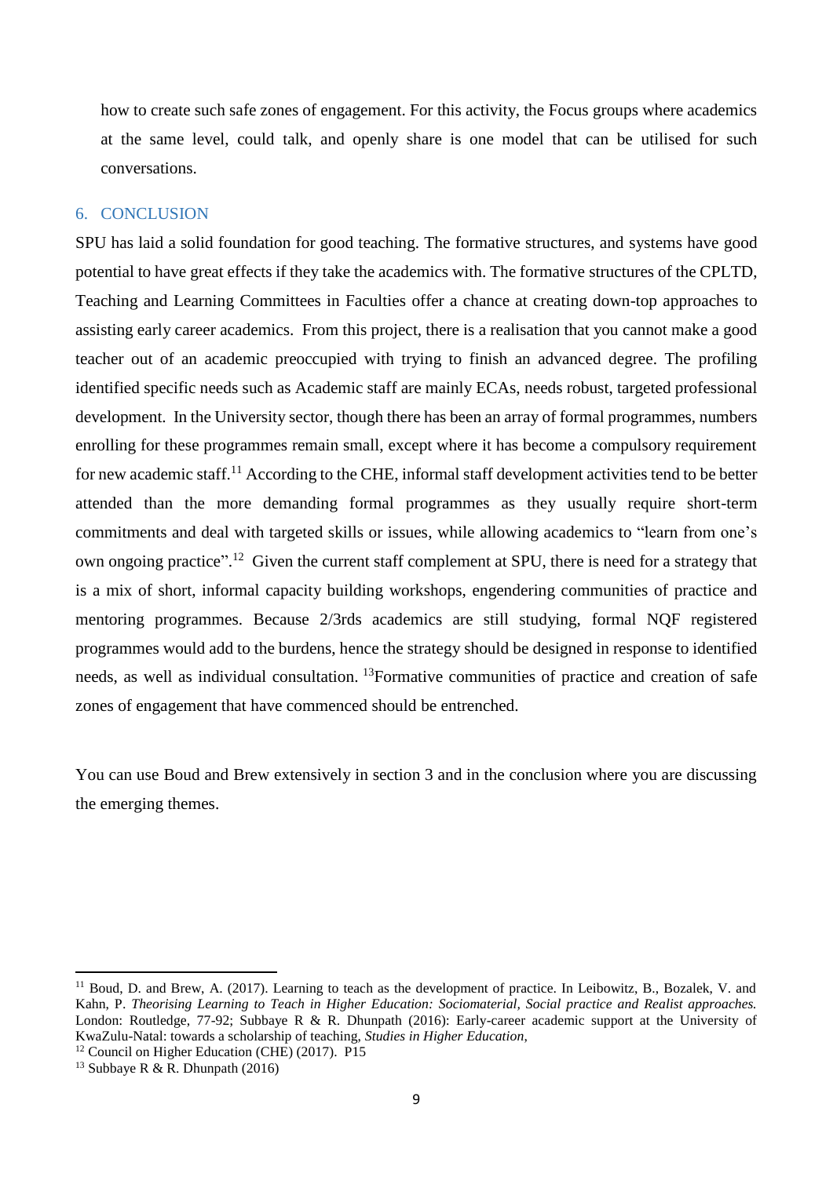how to create such safe zones of engagement. For this activity, the Focus groups where academics at the same level, could talk, and openly share is one model that can be utilised for such conversations.

## 6. CONCLUSION

SPU has laid a solid foundation for good teaching. The formative structures, and systems have good potential to have great effects if they take the academics with. The formative structures of the CPLTD, Teaching and Learning Committees in Faculties offer a chance at creating down-top approaches to assisting early career academics. From this project, there is a realisation that you cannot make a good teacher out of an academic preoccupied with trying to finish an advanced degree. The profiling identified specific needs such as Academic staff are mainly ECAs, needs robust, targeted professional development. In the University sector, though there has been an array of formal programmes, numbers enrolling for these programmes remain small, except where it has become a compulsory requirement for new academic staff.[11] According to the CHE, informal staff development activities tend to be better attended than the more demanding formal programmes as they usually require short-term commitments and deal with targeted skills or issues, while allowing academics to "learn from one's own ongoing practice".[12] Given the current staff complement at SPU, there is need for a strategy that is a mix of short, informal capacity building workshops, engendering communities of practice and mentoring programmes. Because 2/3rds academics are still studying, formal NQF registered programmes would add to the burdens, hence the strategy should be designed in response to identified needs, as well as individual consultation. [13]Formative communities of practice and creation of safe zones of engagement that have commenced should be entrenched.

You can use Boud and Brew extensively in section 3 and in the conclusion where you are discussing the emerging themes.

---

[11] Boud, D. and Brew, A. (2017). Learning to teach as the development of practice. In Leibowitz, B., Bozalek, V. and Kahn, P. *Theorising Learning to Teach in Higher Education: Sociomaterial, Social practice and Realist approaches.* London: Routledge, 77-92; Subbaye R & R. Dhunpath (2016): Early-career academic support at the University of KwaZulu-Natal: towards a scholarship of teaching, *Studies in Higher Education*,

[12] Council on Higher Education (CHE) (2017). P15

[13] Subbaye R & R. Dhunpath (2016)